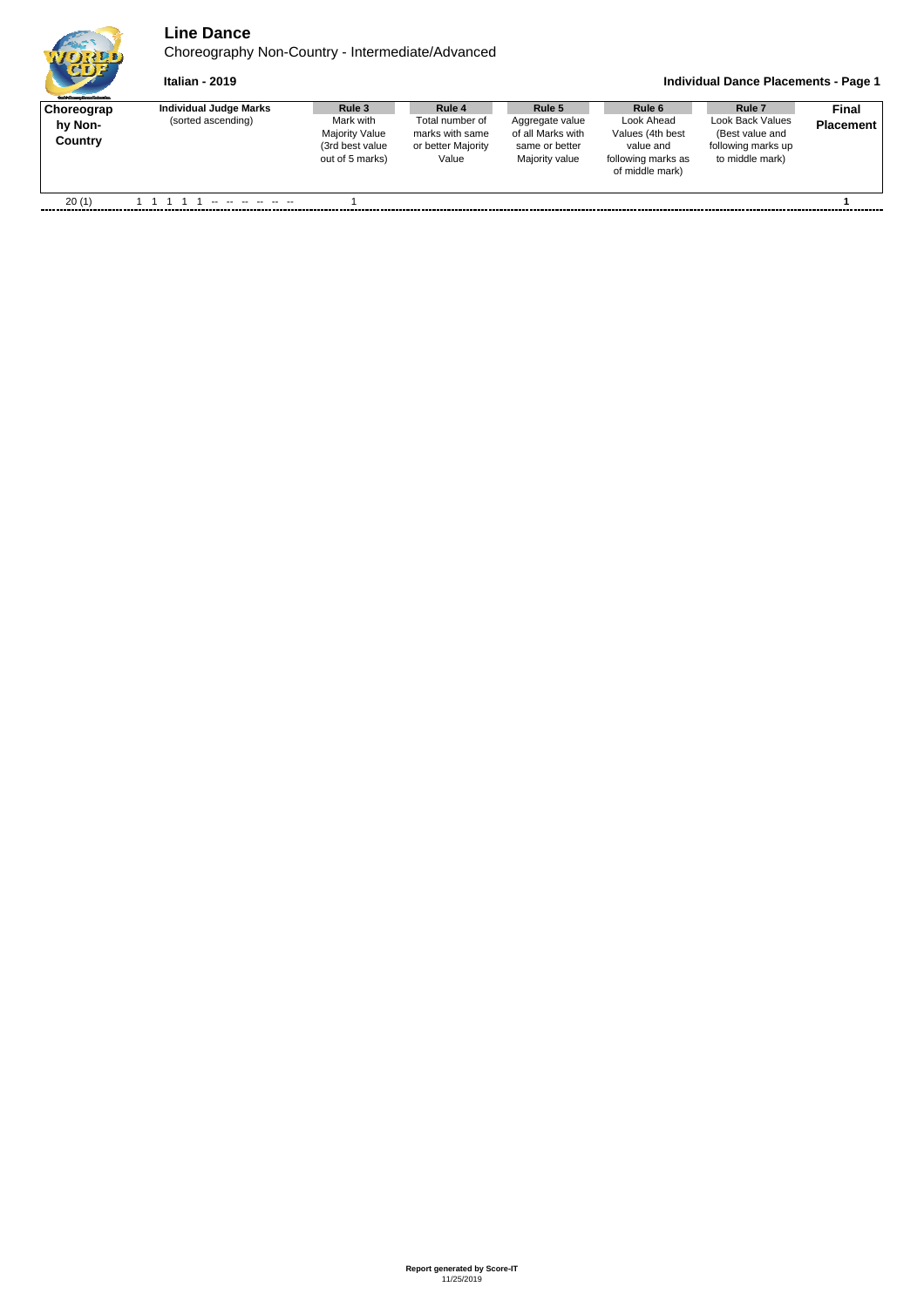# Line Dance

Choreography Non-Country - Intermediate/Advanced

**Italian - 2019**

**Individual Dance Placements - Page 1**

| Choreography Non-Country | Individual Judge Marks (sorted ascending) | Rule 3 Mark with Majority Value (3rd best value out of 5 marks) | Rule 4 Total number of marks with same or better Majority Value | Rule 5 Aggregate value of all Marks with same or better Majority value | Rule 6 Look Ahead Values (4th best value and following marks as of middle mark) | Rule 7 Look Back Values (Best value and following marks up to middle mark) | Final Placement |
|---|---|---|---|---|---|---|---|
| 20 (1) | 1 1 1 1 1 -- -- -- -- -- -- | 1 | | | | | **1** |

**Report generated by Score-IT**
11/25/2019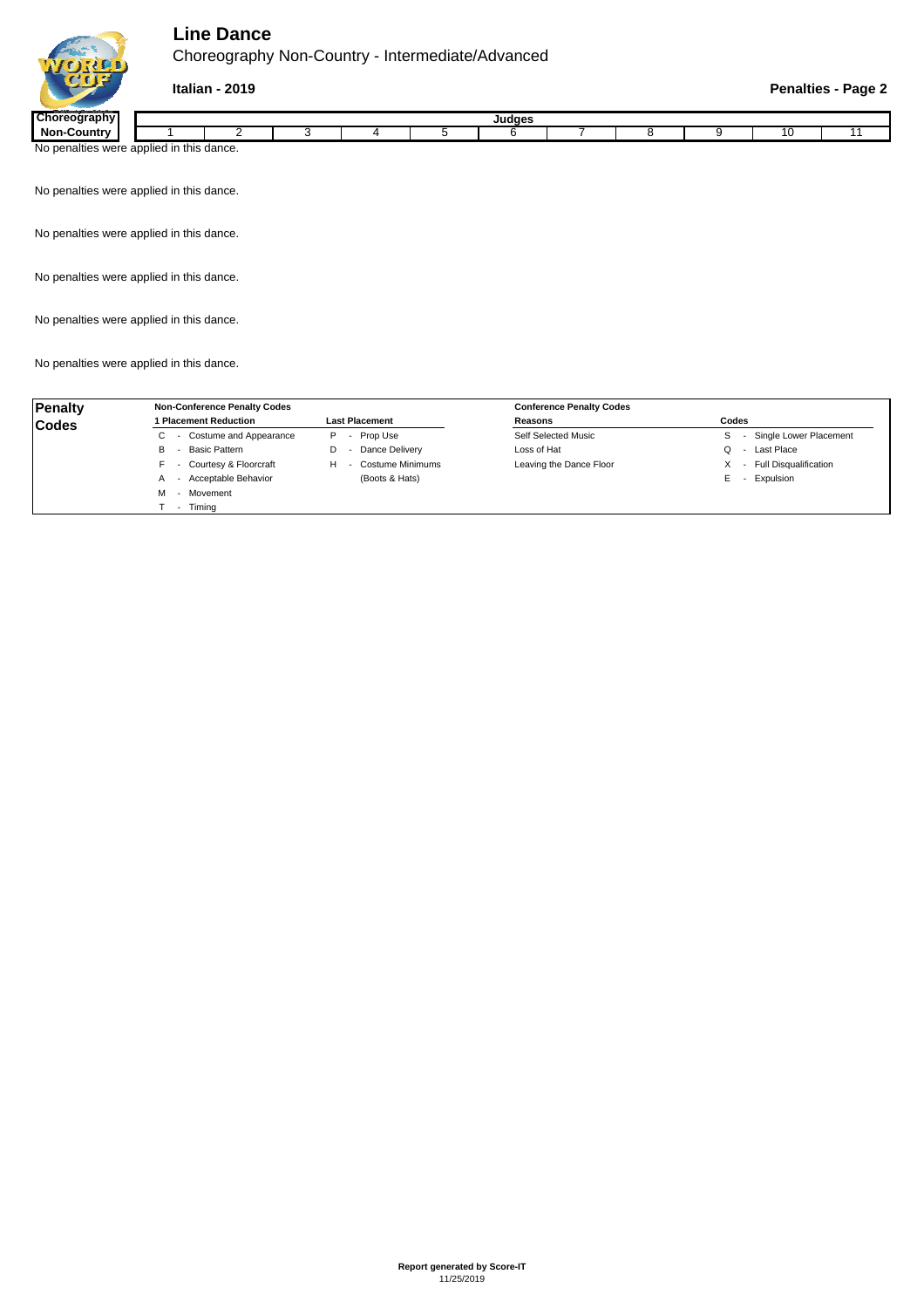# Line Dance

Choreography Non-Country - Intermediate/Advanced

**Italian - 2019**

**Penalties - Page 2**

| Choreography Non-Country | Judges | | | | | | | | | | |
|---|---|---|---|---|---|---|---|---|---|---|---|
| | 1 | 2 | 3 | 4 | 5 | 6 | 7 | 8 | 9 | 10 | 11 |

No penalties were applied in this dance.

No penalties were applied in this dance.

No penalties were applied in this dance.

No penalties were applied in this dance.

No penalties were applied in this dance.

No penalties were applied in this dance.

| Penalty Codes | Non-Conference Penalty Codes | | Conference Penalty Codes | |
|---|---|---|---|---|
| | **1 Placement Reduction** | **Last Placement** | **Reasons** | **Codes** |
| | C - Costume and Appearance | P - Prop Use | Self Selected Music | S - Single Lower Placement |
| | B - Basic Pattern | D - Dance Delivery | Loss of Hat | Q - Last Place |
| | F - Courtesy & Floorcraft | H - Costume Minimums (Boots & Hats) | Leaving the Dance Floor | X - Full Disqualification |
| | A - Acceptable Behavior | | | E - Expulsion |
| | M - Movement | | | |
| | T - Timing | | | |

**Report generated by Score-IT**
11/25/2019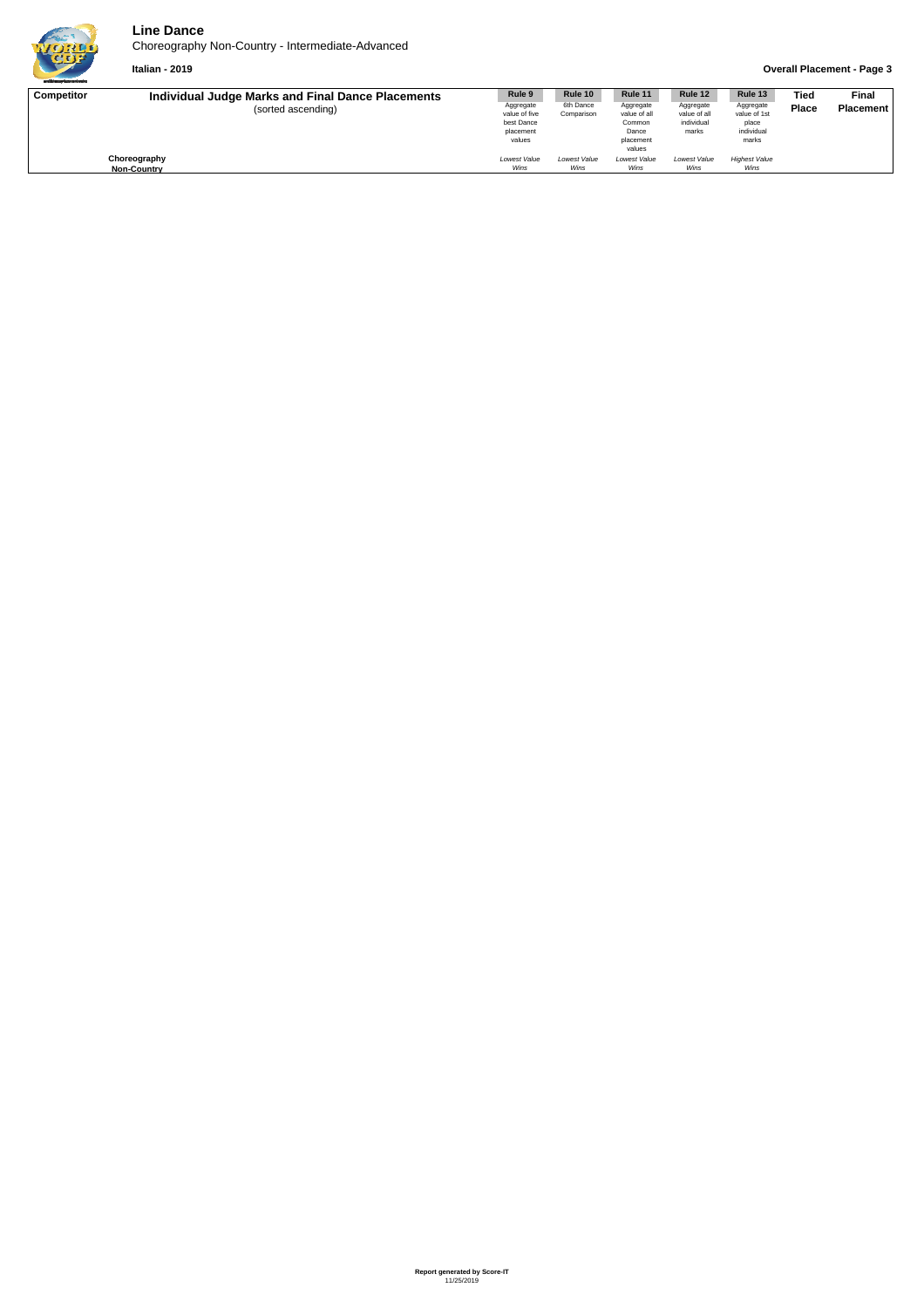**Line Dance**

Choreography Non-Country - Intermediate-Advanced

**Italian - 2019**

**Overall Placement - Page 3**

| Competitor | Individual Judge Marks and Final Dance Placements (sorted ascending) | Rule 9 Aggregate value of five best Dance placement values | Rule 10 6th Dance Comparison | Rule 11 Aggregate value of all Common Dance placement values | Rule 12 Aggregate value of all individual marks | Rule 13 Aggregate value of 1st place individual marks | Tied Place | Final Placement |
|---|---|---|---|---|---|---|---|---|
| | Choreography Non-Country | *Lowest Value Wins* | *Lowest Value Wins* | *Lowest Value Wins* | *Lowest Value Wins* | *Highest Value Wins* | | |

**Report generated by Score-IT**
11/25/2019